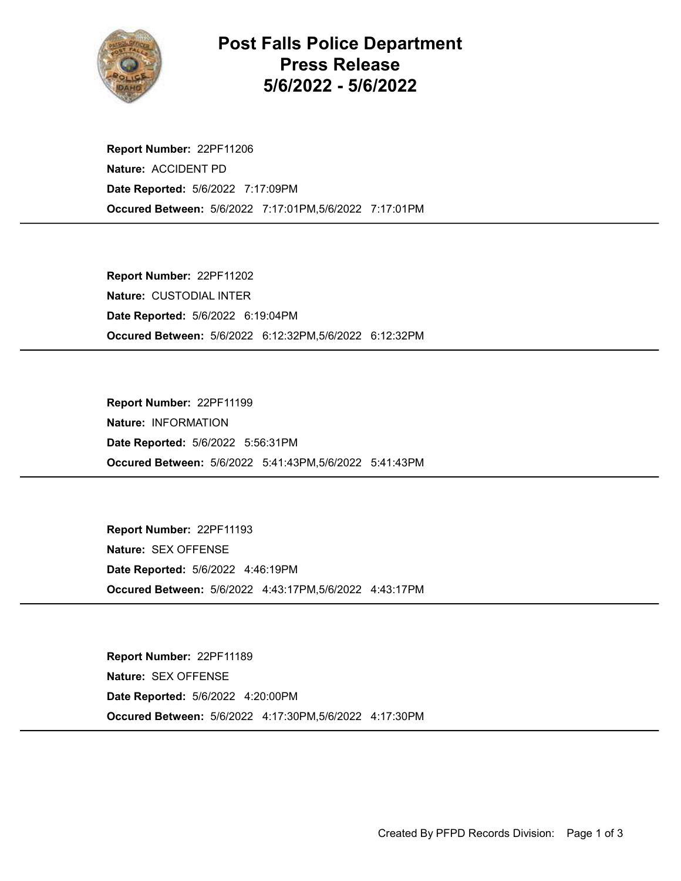# Post Falls Police Department
# Press Release
# 5/6/2022 - 5/6/2022

**Report Number:** 22PF11206
**Nature:** ACCIDENT PD
**Date Reported:** 5/6/2022 7:17:09PM
**Occured Between:** 5/6/2022 7:17:01PM,5/6/2022 7:17:01PM

---

**Report Number:** 22PF11202
**Nature:** CUSTODIAL INTER
**Date Reported:** 5/6/2022 6:19:04PM
**Occured Between:** 5/6/2022 6:12:32PM,5/6/2022 6:12:32PM

---

**Report Number:** 22PF11199
**Nature:** INFORMATION
**Date Reported:** 5/6/2022 5:56:31PM
**Occured Between:** 5/6/2022 5:41:43PM,5/6/2022 5:41:43PM

---

**Report Number:** 22PF11193
**Nature:** SEX OFFENSE
**Date Reported:** 5/6/2022 4:46:19PM
**Occured Between:** 5/6/2022 4:43:17PM,5/6/2022 4:43:17PM

---

**Report Number:** 22PF11189
**Nature:** SEX OFFENSE
**Date Reported:** 5/6/2022 4:20:00PM
**Occured Between:** 5/6/2022 4:17:30PM,5/6/2022 4:17:30PM

---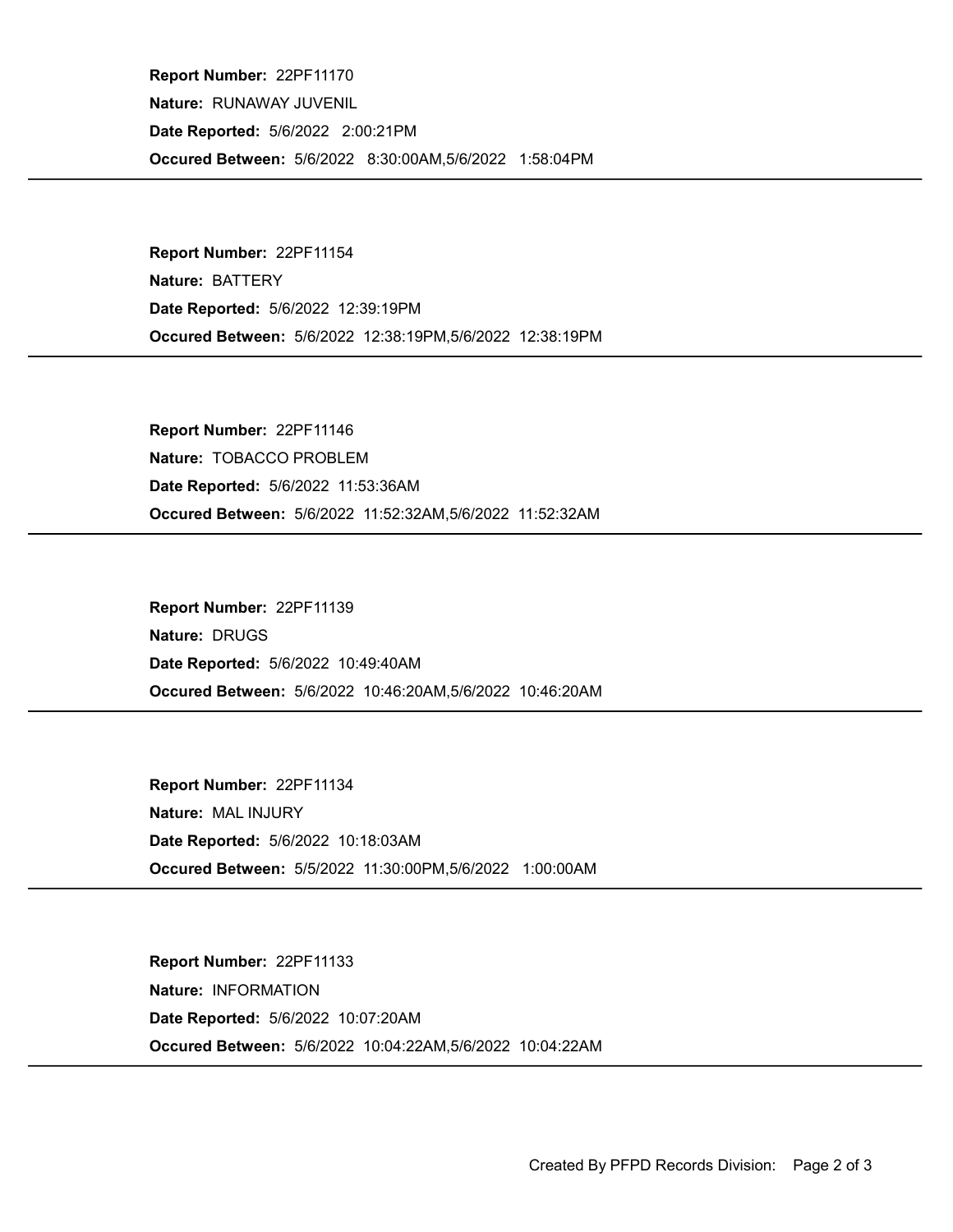**Report Number:** 22PF11170
**Nature:** RUNAWAY JUVENIL
**Date Reported:** 5/6/2022 2:00:21PM
**Occured Between:** 5/6/2022 8:30:00AM,5/6/2022 1:58:04PM

---

**Report Number:** 22PF11154
**Nature:** BATTERY
**Date Reported:** 5/6/2022 12:39:19PM
**Occured Between:** 5/6/2022 12:38:19PM,5/6/2022 12:38:19PM

---

**Report Number:** 22PF11146
**Nature:** TOBACCO PROBLEM
**Date Reported:** 5/6/2022 11:53:36AM
**Occured Between:** 5/6/2022 11:52:32AM,5/6/2022 11:52:32AM

---

**Report Number:** 22PF11139
**Nature:** DRUGS
**Date Reported:** 5/6/2022 10:49:40AM
**Occured Between:** 5/6/2022 10:46:20AM,5/6/2022 10:46:20AM

---

**Report Number:** 22PF11134
**Nature:** MAL INJURY
**Date Reported:** 5/6/2022 10:18:03AM
**Occured Between:** 5/5/2022 11:30:00PM,5/6/2022 1:00:00AM

---

**Report Number:** 22PF11133
**Nature:** INFORMATION
**Date Reported:** 5/6/2022 10:07:20AM
**Occured Between:** 5/6/2022 10:04:22AM,5/6/2022 10:04:22AM

---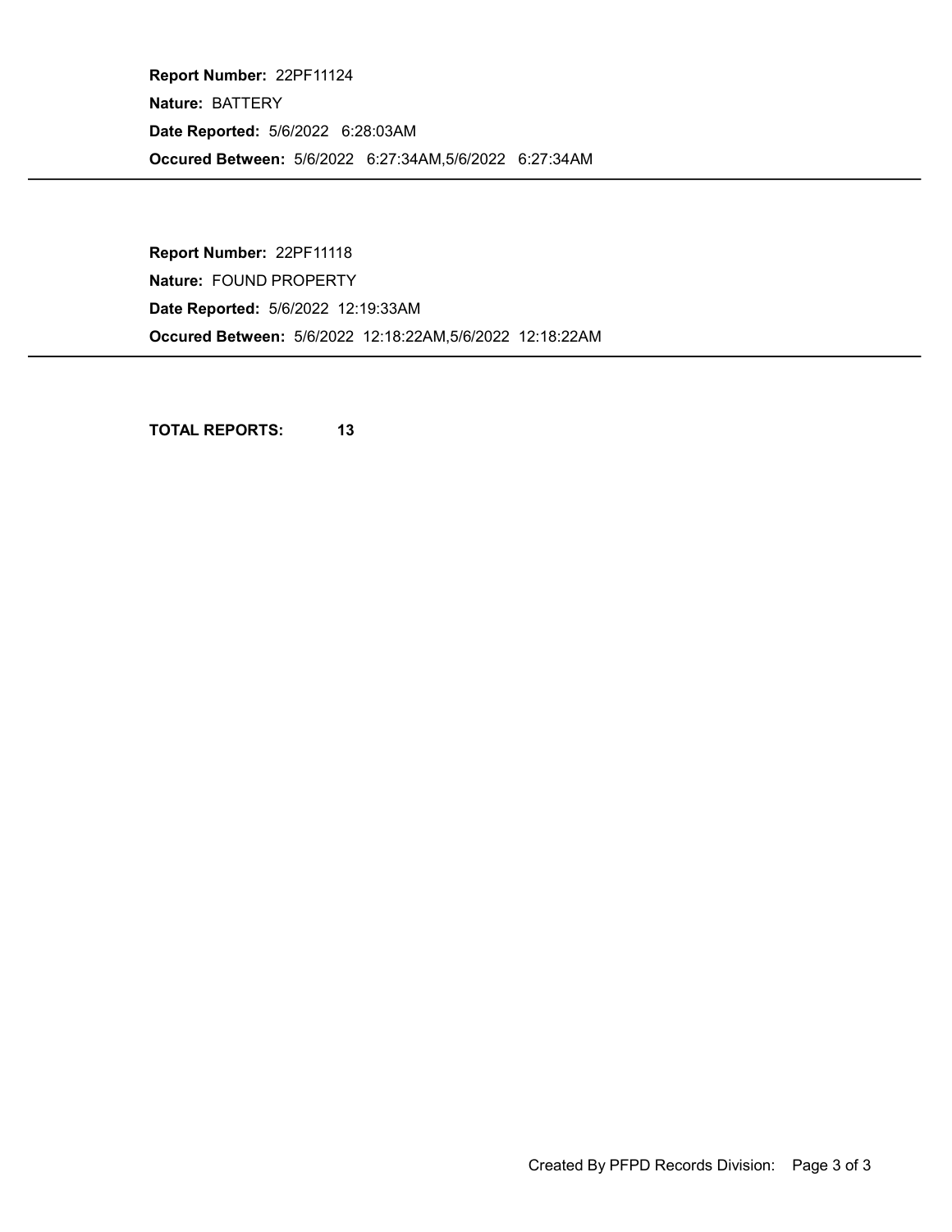**Report Number:** 22PF11124

**Nature:** BATTERY

**Date Reported:** 5/6/2022 6:28:03AM

**Occured Between:** 5/6/2022 6:27:34AM,5/6/2022 6:27:34AM

---

**Report Number:** 22PF11118

**Nature:** FOUND PROPERTY

**Date Reported:** 5/6/2022 12:19:33AM

**Occured Between:** 5/6/2022 12:18:22AM,5/6/2022 12:18:22AM

---

**TOTAL REPORTS:** **13**

Created By PFPD Records Division: